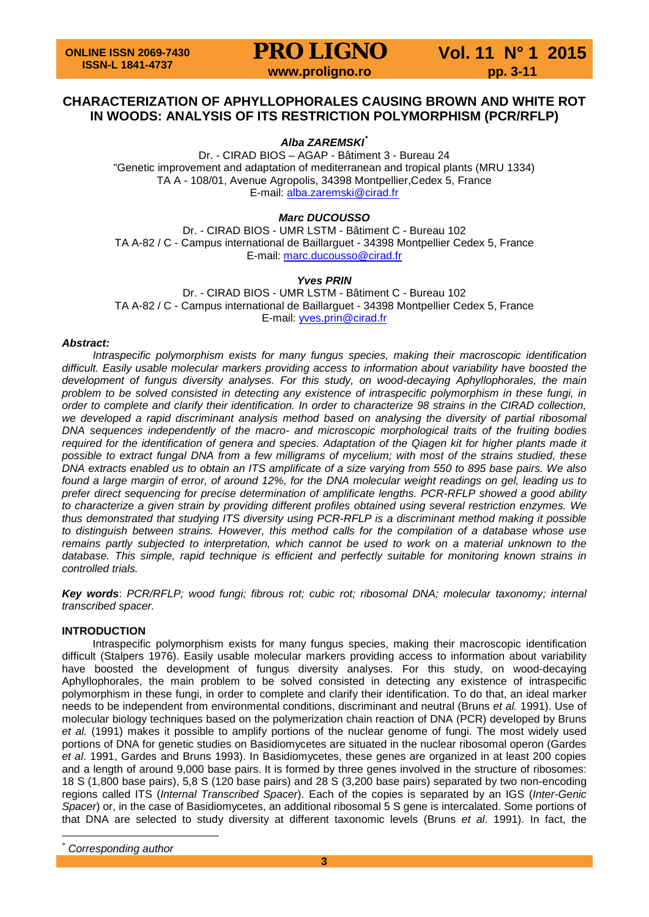# CHARACTERIZATION OF APHYLLOPHORALES CAUSING BROWN AND WHITE ROT IN WOODS: ANALYSIS OF ITS RESTRICTION POLYMORPHISM (PCR/RFLP)

***Alba ZAREMSKI**** 

Dr. - CIRAD BIOS – AGAP - Bâtiment 3 - Bureau 24
"Genetic improvement and adaptation of mediterranean and tropical plants (MRU 1334)
TA A - 108/01, Avenue Agropolis, 34398 Montpellier,Cedex 5, France
E-mail: alba.zaremski@cirad.fr

***Marc DUCOUSSO***

Dr. - CIRAD BIOS - UMR LSTM - Bâtiment C - Bureau 102
TA A-82 / C - Campus international de Baillarguet - 34398 Montpellier Cedex 5, France
E-mail: marc.ducousso@cirad.fr

***Yves PRIN***

Dr. - CIRAD BIOS - UMR LSTM - Bâtiment C - Bureau 102
TA A-82 / C - Campus international de Baillarguet - 34398 Montpellier Cedex 5, France
E-mail: yves.prin@cirad.fr

***Abstract:***

*Intraspecific polymorphism exists for many fungus species, making their macroscopic identification difficult. Easily usable molecular markers providing access to information about variability have boosted the development of fungus diversity analyses. For this study, on wood-decaying Aphyllophorales, the main problem to be solved consisted in detecting any existence of intraspecific polymorphism in these fungi, in order to complete and clarify their identification. In order to characterize 98 strains in the CIRAD collection, we developed a rapid discriminant analysis method based on analysing the diversity of partial ribosomal DNA sequences independently of the macro- and microscopic morphological traits of the fruiting bodies required for the identification of genera and species. Adaptation of the Qiagen kit for higher plants made it possible to extract fungal DNA from a few milligrams of mycelium; with most of the strains studied, these DNA extracts enabled us to obtain an ITS amplificate of a size varying from 550 to 895 base pairs. We also found a large margin of error, of around 12%, for the DNA molecular weight readings on gel, leading us to prefer direct sequencing for precise determination of amplificate lengths. PCR-RFLP showed a good ability to characterize a given strain by providing different profiles obtained using several restriction enzymes. We thus demonstrated that studying ITS diversity using PCR-RFLP is a discriminant method making it possible to distinguish between strains. However, this method calls for the compilation of a database whose use remains partly subjected to interpretation, which cannot be used to work on a material unknown to the database. This simple, rapid technique is efficient and perfectly suitable for monitoring known strains in controlled trials.*

***Key words***: *PCR/RFLP; wood fungi; fibrous rot; cubic rot; ribosomal DNA; molecular taxonomy; internal transcribed spacer.*

## INTRODUCTION

Intraspecific polymorphism exists for many fungus species, making their macroscopic identification difficult (Stalpers 1976). Easily usable molecular markers providing access to information about variability have boosted the development of fungus diversity analyses. For this study, on wood-decaying Aphyllophorales, the main problem to be solved consisted in detecting any existence of intraspecific polymorphism in these fungi, in order to complete and clarify their identification. To do that, an ideal marker needs to be independent from environmental conditions, discriminant and neutral (Bruns *et al.* 1991). Use of molecular biology techniques based on the polymerization chain reaction of DNA (PCR) developed by Bruns *et al.* (1991) makes it possible to amplify portions of the nuclear genome of fungi. The most widely used portions of DNA for genetic studies on Basidiomycetes are situated in the nuclear ribosomal operon (Gardes *et al*. 1991, Gardes and Bruns 1993). In Basidiomycetes, these genes are organized in at least 200 copies and a length of around 9,000 base pairs. It is formed by three genes involved in the structure of ribosomes: 18 S (1,800 base pairs), 5,8 S (120 base pairs) and 28 S (3,200 base pairs) separated by two non-encoding regions called ITS (*Internal Transcribed Spacer*). Each of the copies is separated by an IGS (*Inter-Genic Spacer*) or, in the case of Basidiomycetes, an additional ribosomal 5 S gene is intercalated. Some portions of that DNA are selected to study diversity at different taxonomic levels (Bruns *et al*. 1991). In fact, the

\* *Corresponding author*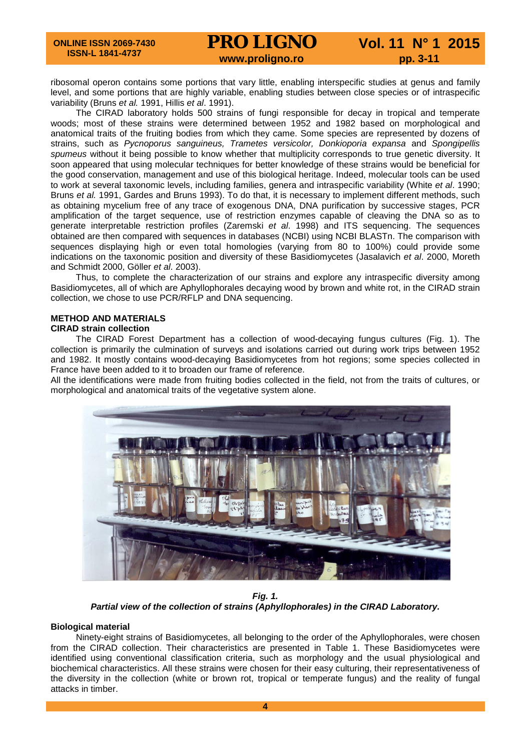ribosomal operon contains some portions that vary little, enabling interspecific studies at genus and family level, and some portions that are highly variable, enabling studies between close species or of intraspecific variability (Bruns *et al.* 1991, Hillis *et al*. 1991).

The CIRAD laboratory holds 500 strains of fungi responsible for decay in tropical and temperate woods; most of these strains were determined between 1952 and 1982 based on morphological and anatomical traits of the fruiting bodies from which they came. Some species are represented by dozens of strains, such as *Pycnoporus sanguineus, Trametes versicolor, Donkioporia expansa* and *Spongipellis spumeus* without it being possible to know whether that multiplicity corresponds to true genetic diversity. It soon appeared that using molecular techniques for better knowledge of these strains would be beneficial for the good conservation, management and use of this biological heritage. Indeed, molecular tools can be used to work at several taxonomic levels, including families, genera and intraspecific variability (White *et al*. 1990; Bruns *et al.* 1991, Gardes and Bruns 1993). To do that, it is necessary to implement different methods, such as obtaining mycelium free of any trace of exogenous DNA, DNA purification by successive stages, PCR amplification of the target sequence, use of restriction enzymes capable of cleaving the DNA so as to generate interpretable restriction profiles (Zaremski *et al*. 1998) and ITS sequencing. The sequences obtained are then compared with sequences in databases (NCBI) using NCBI BLASTn. The comparison with sequences displaying high or even total homologies (varying from 80 to 100%) could provide some indications on the taxonomic position and diversity of these Basidiomycetes (Jasalavich *et al*. 2000, Moreth and Schmidt 2000, Göller *et al*. 2003).

Thus, to complete the characterization of our strains and explore any intraspecific diversity among Basidiomycetes, all of which are Aphyllophorales decaying wood by brown and white rot, in the CIRAD strain collection, we chose to use PCR/RFLP and DNA sequencing.

## METHOD AND MATERIALS

### CIRAD strain collection

The CIRAD Forest Department has a collection of wood-decaying fungus cultures (Fig. 1). The collection is primarily the culmination of surveys and isolations carried out during work trips between 1952 and 1982. It mostly contains wood-decaying Basidiomycetes from hot regions; some species collected in France have been added to it to broaden our frame of reference.

All the identifications were made from fruiting bodies collected in the field, not from the traits of cultures, or morphological and anatomical traits of the vegetative system alone.

***Fig. 1.***
***Partial view of the collection of strains (Aphyllophorales) in the CIRAD Laboratory.***

### Biological material

Ninety-eight strains of Basidiomycetes, all belonging to the order of the Aphyllophorales, were chosen from the CIRAD collection. Their characteristics are presented in Table 1. These Basidiomycetes were identified using conventional classification criteria, such as morphology and the usual physiological and biochemical characteristics. All these strains were chosen for their easy culturing, their representativeness of the diversity in the collection (white or brown rot, tropical or temperate fungus) and the reality of fungal attacks in timber.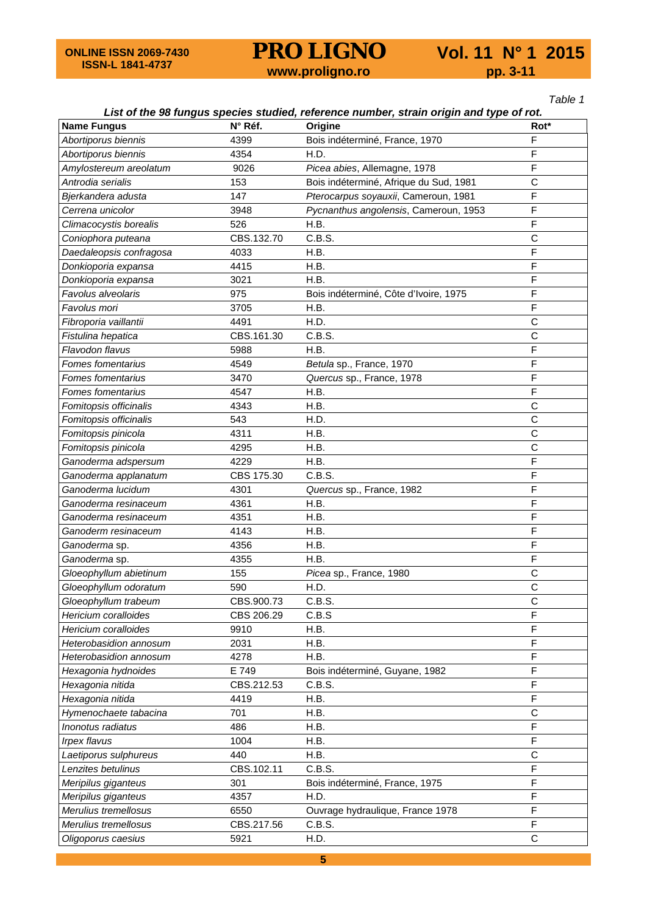*Table 1*

***List of the 98 fungus species studied, reference number, strain origin and type of rot.***

| Name Fungus | N° Réf. | Origine | Rot* |
|---|---|---|---|
| *Abortiporus biennis* | 4399 | Bois indéterminé, France, 1970 | F |
| *Abortiporus biennis* | 4354 | H.D. | F |
| *Amylostereum areolatum* | 9026 | *Picea abies*, Allemagne, 1978 | F |
| *Antrodia serialis* | 153 | Bois indéterminé, Afrique du Sud, 1981 | C |
| *Bjerkandera adusta* | 147 | *Pterocarpus soyauxii*, Cameroun, 1981 | F |
| *Cerrena unicolor* | 3948 | *Pycnanthus angolensis*, Cameroun, 1953 | F |
| *Climacocystis borealis* | 526 | H.B. | F |
| *Coniophora puteana* | CBS.132.70 | C.B.S. | C |
| *Daedaleopsis confragosa* | 4033 | H.B. | F |
| *Donkioporia expansa* | 4415 | H.B. | F |
| *Donkioporia expansa* | 3021 | H.B. | F |
| *Favolus alveolaris* | 975 | Bois indéterminé, Côte d'Ivoire, 1975 | F |
| *Favolus mori* | 3705 | H.B. | F |
| *Fibroporia vaillantii* | 4491 | H.D. | C |
| *Fistulina hepatica* | CBS.161.30 | C.B.S. | C |
| *Flavodon flavus* | 5988 | H.B. | F |
| *Fomes fomentarius* | 4549 | *Betula* sp., France, 1970 | F |
| *Fomes fomentarius* | 3470 | *Quercus* sp., France, 1978 | F |
| *Fomes fomentarius* | 4547 | H.B. | F |
| *Fomitopsis officinalis* | 4343 | H.B. | C |
| *Fomitopsis officinalis* | 543 | H.D. | C |
| *Fomitopsis pinicola* | 4311 | H.B. | C |
| *Fomitopsis pinicola* | 4295 | H.B. | C |
| *Ganoderma adspersum* | 4229 | H.B. | F |
| *Ganoderma applanatum* | CBS 175.30 | C.B.S. | F |
| *Ganoderma lucidum* | 4301 | *Quercus* sp., France, 1982 | F |
| *Ganoderma resinaceum* | 4361 | H.B. | F |
| *Ganoderma resinaceum* | 4351 | H.B. | F |
| *Ganoderm resinaceum* | 4143 | H.B. | F |
| *Ganoderma* sp. | 4356 | H.B. | F |
| *Ganoderma* sp. | 4355 | H.B. | F |
| *Gloeophyllum abietinum* | 155 | *Picea* sp., France, 1980 | C |
| *Gloeophyllum odoratum* | 590 | H.D. | C |
| *Gloeophyllum trabeum* | CBS.900.73 | C.B.S. | C |
| *Hericium coralloides* | CBS 206.29 | C.B.S | F |
| *Hericium coralloides* | 9910 | H.B. | F |
| *Heterobasidion annosum* | 2031 | H.B. | F |
| *Heterobasidion annosum* | 4278 | H.B. | F |
| *Hexagonia hydnoides* | E 749 | Bois indéterminé, Guyane, 1982 | F |
| *Hexagonia nitida* | CBS.212.53 | C.B.S. | F |
| *Hexagonia nitida* | 4419 | H.B. | F |
| *Hymenochaete tabacina* | 701 | H.B. | C |
| *Inonotus radiatus* | 486 | H.B. | F |
| *Irpex flavus* | 1004 | H.B. | F |
| *Laetiporus sulphureus* | 440 | H.B. | C |
| *Lenzites betulinus* | CBS.102.11 | C.B.S. | F |
| *Meripilus giganteus* | 301 | Bois indéterminé, France, 1975 | F |
| *Meripilus giganteus* | 4357 | H.D. | F |
| *Merulius tremellosus* | 6550 | Ouvrage hydraulique, France 1978 | F |
| *Merulius tremellosus* | CBS.217.56 | C.B.S. | F |
| *Oligoporus caesius* | 5921 | H.D. | C |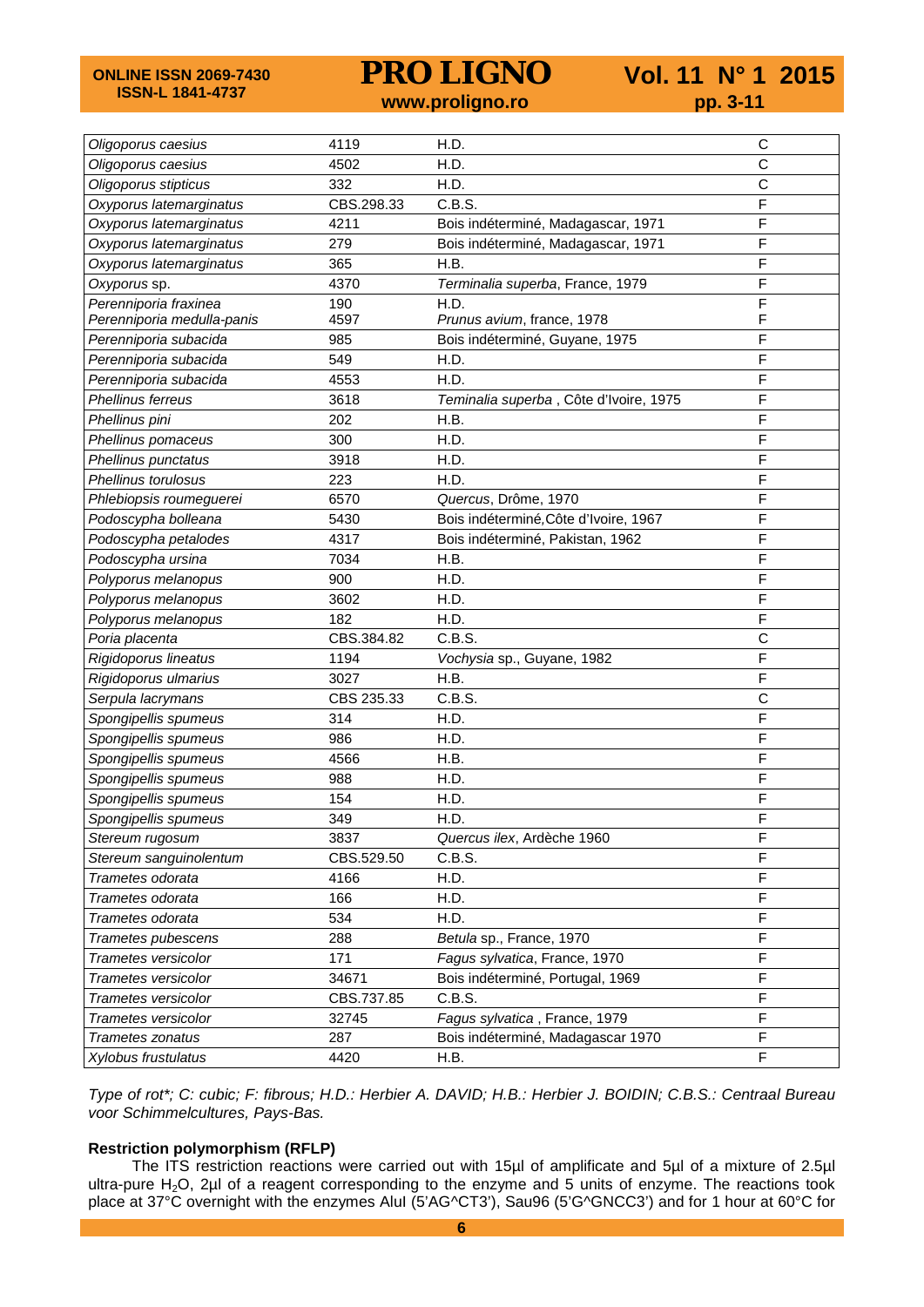| | | | |
|---|---|---|---|
| *Oligoporus caesius* | 4119 | H.D. | C |
| *Oligoporus caesius* | 4502 | H.D. | C |
| *Oligoporus stipticus* | 332 | H.D. | C |
| *Oxyporus latemarginatus* | CBS.298.33 | C.B.S. | F |
| *Oxyporus latemarginatus* | 4211 | Bois indéterminé, Madagascar, 1971 | F |
| *Oxyporus latemarginatus* | 279 | Bois indéterminé, Madagascar, 1971 | F |
| *Oxyporus latemarginatus* | 365 | H.B. | F |
| *Oxyporus* sp. | 4370 | *Terminalia superba*, France, 1979 | F |
| *Perenniporia fraxinea* | 190 | H.D. | F |
| *Perenniporia medulla-panis* | 4597 | *Prunus avium*, france, 1978 | F |
| *Perenniporia subacida* | 985 | Bois indéterminé, Guyane, 1975 | F |
| *Perenniporia subacida* | 549 | H.D. | F |
| *Perenniporia subacida* | 4553 | H.D. | F |
| *Phellinus ferreus* | 3618 | *Teminalia superba* , Côte d'Ivoire, 1975 | F |
| *Phellinus pini* | 202 | H.B. | F |
| *Phellinus pomaceus* | 300 | H.D. | F |
| *Phellinus punctatus* | 3918 | H.D. | F |
| *Phellinus torulosus* | 223 | H.D. | F |
| *Phlebiopsis roumeguerei* | 6570 | *Quercus*, Drôme, 1970 | F |
| *Podoscypha bolleana* | 5430 | Bois indéterminé,Côte d'Ivoire, 1967 | F |
| *Podoscypha petalodes* | 4317 | Bois indéterminé, Pakistan, 1962 | F |
| *Podoscypha ursina* | 7034 | H.B. | F |
| *Polyporus melanopus* | 900 | H.D. | F |
| *Polyporus melanopus* | 3602 | H.D. | F |
| *Polyporus melanopus* | 182 | H.D. | F |
| *Poria placenta* | CBS.384.82 | C.B.S. | C |
| *Rigidoporus lineatus* | 1194 | *Vochysia* sp., Guyane, 1982 | F |
| *Rigidoporus ulmarius* | 3027 | H.B. | F |
| *Serpula lacrymans* | CBS 235.33 | C.B.S. | C |
| *Spongipellis spumeus* | 314 | H.D. | F |
| *Spongipellis spumeus* | 986 | H.D. | F |
| *Spongipellis spumeus* | 4566 | H.B. | F |
| *Spongipellis spumeus* | 988 | H.D. | F |
| *Spongipellis spumeus* | 154 | H.D. | F |
| *Spongipellis spumeus* | 349 | H.D. | F |
| *Stereum rugosum* | 3837 | *Quercus ilex*, Ardèche 1960 | F |
| *Stereum sanguinolentum* | CBS.529.50 | C.B.S. | F |
| *Trametes odorata* | 4166 | H.D. | F |
| *Trametes odorata* | 166 | H.D. | F |
| *Trametes odorata* | 534 | H.D. | F |
| *Trametes pubescens* | 288 | *Betula* sp., France, 1970 | F |
| *Trametes versicolor* | 171 | *Fagus sylvatica*, France, 1970 | F |
| *Trametes versicolor* | 34671 | Bois indéterminé, Portugal, 1969 | F |
| *Trametes versicolor* | CBS.737.85 | C.B.S. | F |
| *Trametes versicolor* | 32745 | *Fagus sylvatica* , France, 1979 | F |
| *Trametes zonatus* | 287 | Bois indéterminé, Madagascar 1970 | F |
| *Xylobus frustulatus* | 4420 | H.B. | F |

*Type of rot\*; C: cubic; F: fibrous; H.D.: Herbier A. DAVID; H.B.: Herbier J. BOIDIN; C.B.S.: Centraal Bureau voor Schimmelcultures, Pays-Bas.*

**Restriction polymorphism (RFLP)**

The ITS restriction reactions were carried out with 15µl of amplificate and 5µl of a mixture of 2.5µl ultra-pure $H_2O$, 2µl of a reagent corresponding to the enzyme and 5 units of enzyme. The reactions took place at 37°C overnight with the enzymes AluI (5'AG^CT3'), Sau96 (5'G^GNCC3') and for 1 hour at 60°C for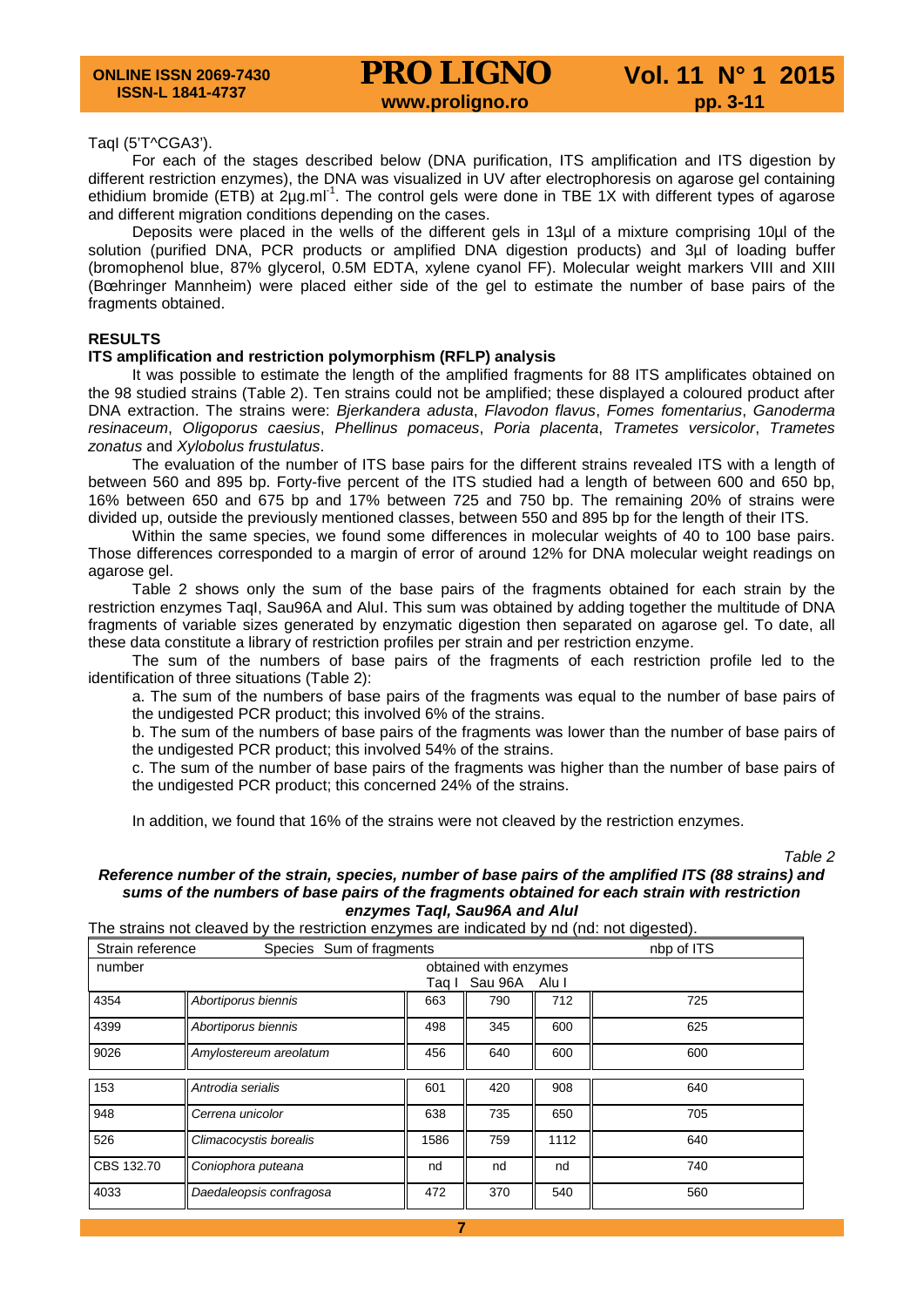TaqI (5'T^CGA3').

For each of the stages described below (DNA purification, ITS amplification and ITS digestion by different restriction enzymes), the DNA was visualized in UV after electrophoresis on agarose gel containing ethidium bromide (ETB) at 2µg.ml$^{-1}$. The control gels were done in TBE 1X with different types of agarose and different migration conditions depending on the cases.

Deposits were placed in the wells of the different gels in 13µl of a mixture comprising 10µl of the solution (purified DNA, PCR products or amplified DNA digestion products) and 3µl of loading buffer (bromophenol blue, 87% glycerol, 0.5M EDTA, xylene cyanol FF). Molecular weight markers VIII and XIII (Bœhringer Mannheim) were placed either side of the gel to estimate the number of base pairs of the fragments obtained.

## RESULTS

### ITS amplification and restriction polymorphism (RFLP) analysis

It was possible to estimate the length of the amplified fragments for 88 ITS amplificates obtained on the 98 studied strains (Table 2). Ten strains could not be amplified; these displayed a coloured product after DNA extraction. The strains were: *Bjerkandera adusta*, *Flavodon flavus*, *Fomes fomentarius*, *Ganoderma resinaceum*, *Oligoporus caesius*, *Phellinus pomaceus*, *Poria placenta*, *Trametes versicolor*, *Trametes zonatus* and *Xylobolus frustulatus*.

The evaluation of the number of ITS base pairs for the different strains revealed ITS with a length of between 560 and 895 bp. Forty-five percent of the ITS studied had a length of between 600 and 650 bp, 16% between 650 and 675 bp and 17% between 725 and 750 bp. The remaining 20% of strains were divided up, outside the previously mentioned classes, between 550 and 895 bp for the length of their ITS.

Within the same species, we found some differences in molecular weights of 40 to 100 base pairs. Those differences corresponded to a margin of error of around 12% for DNA molecular weight readings on agarose gel.

Table 2 shows only the sum of the base pairs of the fragments obtained for each strain by the restriction enzymes TaqI, Sau96A and AluI. This sum was obtained by adding together the multitude of DNA fragments of variable sizes generated by enzymatic digestion then separated on agarose gel. To date, all these data constitute a library of restriction profiles per strain and per restriction enzyme.

The sum of the numbers of base pairs of the fragments of each restriction profile led to the identification of three situations (Table 2):

a. The sum of the numbers of base pairs of the fragments was equal to the number of base pairs of the undigested PCR product; this involved 6% of the strains.

b. The sum of the numbers of base pairs of the fragments was lower than the number of base pairs of the undigested PCR product; this involved 54% of the strains.

c. The sum of the number of base pairs of the fragments was higher than the number of base pairs of the undigested PCR product; this concerned 24% of the strains.

In addition, we found that 16% of the strains were not cleaved by the restriction enzymes.

*Table 2*

***Reference number of the strain, species, number of base pairs of the amplified ITS (88 strains) and sums of the numbers of base pairs of the fragments obtained for each strain with restriction enzymes TaqI, Sau96A and AluI***

The strains not cleaved by the restriction enzymes are indicated by nd (nd: not digested).

| Strain reference number | Species | Sum of fragments obtained with enzymes Taq I | Sau 96A | Alu I | nbp of ITS |
|---|---|---|---|---|---|
| 4354 | *Abortiporus biennis* | 663 | 790 | 712 | 725 |
| 4399 | *Abortiporus biennis* | 498 | 345 | 600 | 625 |
| 9026 | *Amylostereum areolatum* | 456 | 640 | 600 | 600 |
| 153 | *Antrodia serialis* | 601 | 420 | 908 | 640 |
| 948 | *Cerrena unicolor* | 638 | 735 | 650 | 705 |
| 526 | *Climacocystis borealis* | 1586 | 759 | 1112 | 640 |
| CBS 132.70 | *Coniophora puteana* | nd | nd | nd | 740 |
| 4033 | *Daedaleopsis confragosa* | 472 | 370 | 540 | 560 |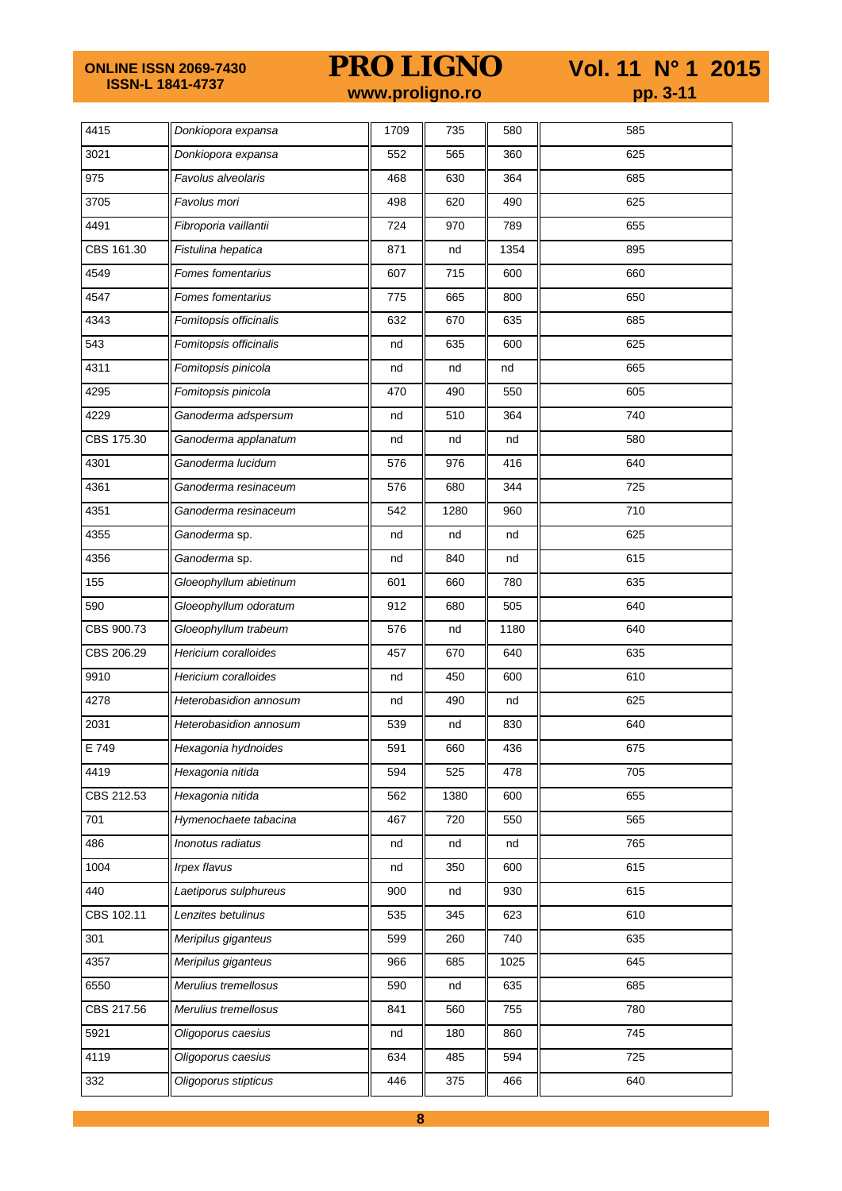| | | | | | |
|---|---|---|---|---|---|
| 4415 | *Donkiopora expansa* | 1709 | 735 | 580 | 585 |
| 3021 | *Donkiopora expansa* | 552 | 565 | 360 | 625 |
| 975 | *Favolus alveolaris* | 468 | 630 | 364 | 685 |
| 3705 | *Favolus mori* | 498 | 620 | 490 | 625 |
| 4491 | *Fibroporia vaillantii* | 724 | 970 | 789 | 655 |
| CBS 161.30 | *Fistulina hepatica* | 871 | nd | 1354 | 895 |
| 4549 | *Fomes fomentarius* | 607 | 715 | 600 | 660 |
| 4547 | *Fomes fomentarius* | 775 | 665 | 800 | 650 |
| 4343 | *Fomitopsis officinalis* | 632 | 670 | 635 | 685 |
| 543 | *Fomitopsis officinalis* | nd | 635 | 600 | 625 |
| 4311 | *Fomitopsis pinicola* | nd | nd | nd | 665 |
| 4295 | *Fomitopsis pinicola* | 470 | 490 | 550 | 605 |
| 4229 | *Ganoderma adspersum* | nd | 510 | 364 | 740 |
| CBS 175.30 | *Ganoderma applanatum* | nd | nd | nd | 580 |
| 4301 | *Ganoderma lucidum* | 576 | 976 | 416 | 640 |
| 4361 | *Ganoderma resinaceum* | 576 | 680 | 344 | 725 |
| 4351 | *Ganoderma resinaceum* | 542 | 1280 | 960 | 710 |
| 4355 | *Ganoderma* sp. | nd | nd | nd | 625 |
| 4356 | *Ganoderma* sp. | nd | 840 | nd | 615 |
| 155 | *Gloeophyllum abietinum* | 601 | 660 | 780 | 635 |
| 590 | *Gloeophyllum odoratum* | 912 | 680 | 505 | 640 |
| CBS 900.73 | *Gloeophyllum trabeum* | 576 | nd | 1180 | 640 |
| CBS 206.29 | *Hericium coralloides* | 457 | 670 | 640 | 635 |
| 9910 | *Hericium coralloides* | nd | 450 | 600 | 610 |
| 4278 | *Heterobasidion annosum* | nd | 490 | nd | 625 |
| 2031 | *Heterobasidion annosum* | 539 | nd | 830 | 640 |
| E 749 | *Hexagonia hydnoides* | 591 | 660 | 436 | 675 |
| 4419 | *Hexagonia nitida* | 594 | 525 | 478 | 705 |
| CBS 212.53 | *Hexagonia nitida* | 562 | 1380 | 600 | 655 |
| 701 | *Hymenochaete tabacina* | 467 | 720 | 550 | 565 |
| 486 | *Inonotus radiatus* | nd | nd | nd | 765 |
| 1004 | *Irpex flavus* | nd | 350 | 600 | 615 |
| 440 | *Laetiporus sulphureus* | 900 | nd | 930 | 615 |
| CBS 102.11 | *Lenzites betulinus* | 535 | 345 | 623 | 610 |
| 301 | *Meripilus giganteus* | 599 | 260 | 740 | 635 |
| 4357 | *Meripilus giganteus* | 966 | 685 | 1025 | 645 |
| 6550 | *Merulius tremellosus* | 590 | nd | 635 | 685 |
| CBS 217.56 | *Merulius tremellosus* | 841 | 560 | 755 | 780 |
| 5921 | *Oligoporus caesius* | nd | 180 | 860 | 745 |
| 4119 | *Oligoporus caesius* | 634 | 485 | 594 | 725 |
| 332 | *Oligoporus stipticus* | 446 | 375 | 466 | 640 |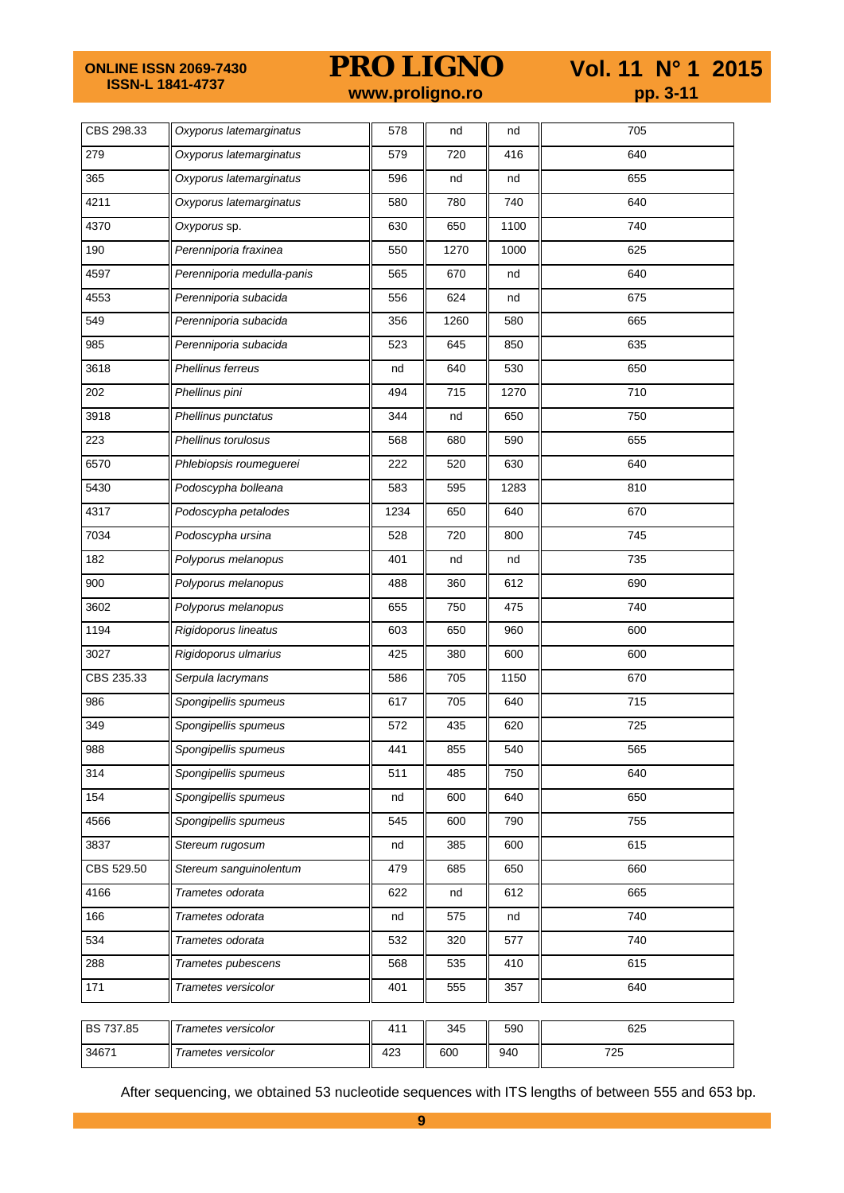| CBS 298.33 | *Oxyporus latemarginatus* | 578 | nd | nd | 705 |
|---|---|---|---|---|---|
| 279 | *Oxyporus latemarginatus* | 579 | 720 | 416 | 640 |
| 365 | *Oxyporus latemarginatus* | 596 | nd | nd | 655 |
| 4211 | *Oxyporus latemarginatus* | 580 | 780 | 740 | 640 |
| 4370 | *Oxyporus* sp. | 630 | 650 | 1100 | 740 |
| 190 | *Perenniporia fraxinea* | 550 | 1270 | 1000 | 625 |
| 4597 | *Perenniporia medulla-panis* | 565 | 670 | nd | 640 |
| 4553 | *Perenniporia subacida* | 556 | 624 | nd | 675 |
| 549 | *Perenniporia subacida* | 356 | 1260 | 580 | 665 |
| 985 | *Perenniporia subacida* | 523 | 645 | 850 | 635 |
| 3618 | *Phellinus ferreus* | nd | 640 | 530 | 650 |
| 202 | *Phellinus pini* | 494 | 715 | 1270 | 710 |
| 3918 | *Phellinus punctatus* | 344 | nd | 650 | 750 |
| 223 | *Phellinus torulosus* | 568 | 680 | 590 | 655 |
| 6570 | *Phlebiopsis roumeguerei* | 222 | 520 | 630 | 640 |
| 5430 | *Podoscypha bolleana* | 583 | 595 | 1283 | 810 |
| 4317 | *Podoscypha petalodes* | 1234 | 650 | 640 | 670 |
| 7034 | *Podoscypha ursina* | 528 | 720 | 800 | 745 |
| 182 | *Polyporus melanopus* | 401 | nd | nd | 735 |
| 900 | *Polyporus melanopus* | 488 | 360 | 612 | 690 |
| 3602 | *Polyporus melanopus* | 655 | 750 | 475 | 740 |
| 1194 | *Rigidoporus lineatus* | 603 | 650 | 960 | 600 |
| 3027 | *Rigidoporus ulmarius* | 425 | 380 | 600 | 600 |
| CBS 235.33 | *Serpula lacrymans* | 586 | 705 | 1150 | 670 |
| 986 | *Spongipellis spumeus* | 617 | 705 | 640 | 715 |
| 349 | *Spongipellis spumeus* | 572 | 435 | 620 | 725 |
| 988 | *Spongipellis spumeus* | 441 | 855 | 540 | 565 |
| 314 | *Spongipellis spumeus* | 511 | 485 | 750 | 640 |
| 154 | *Spongipellis spumeus* | nd | 600 | 640 | 650 |
| 4566 | *Spongipellis spumeus* | 545 | 600 | 790 | 755 |
| 3837 | *Stereum rugosum* | nd | 385 | 600 | 615 |
| CBS 529.50 | *Stereum sanguinolentum* | 479 | 685 | 650 | 660 |
| 4166 | *Trametes odorata* | 622 | nd | 612 | 665 |
| 166 | *Trametes odorata* | nd | 575 | nd | 740 |
| 534 | *Trametes odorata* | 532 | 320 | 577 | 740 |
| 288 | *Trametes pubescens* | 568 | 535 | 410 | 615 |
| 171 | *Trametes versicolor* | 401 | 555 | 357 | 640 |
| BS 737.85 | *Trametes versicolor* | 411 | 345 | 590 | 625 |
| 34671 | *Trametes versicolor* | 423 | 600 | 940 | 725 |

After sequencing, we obtained 53 nucleotide sequences with ITS lengths of between 555 and 653 bp.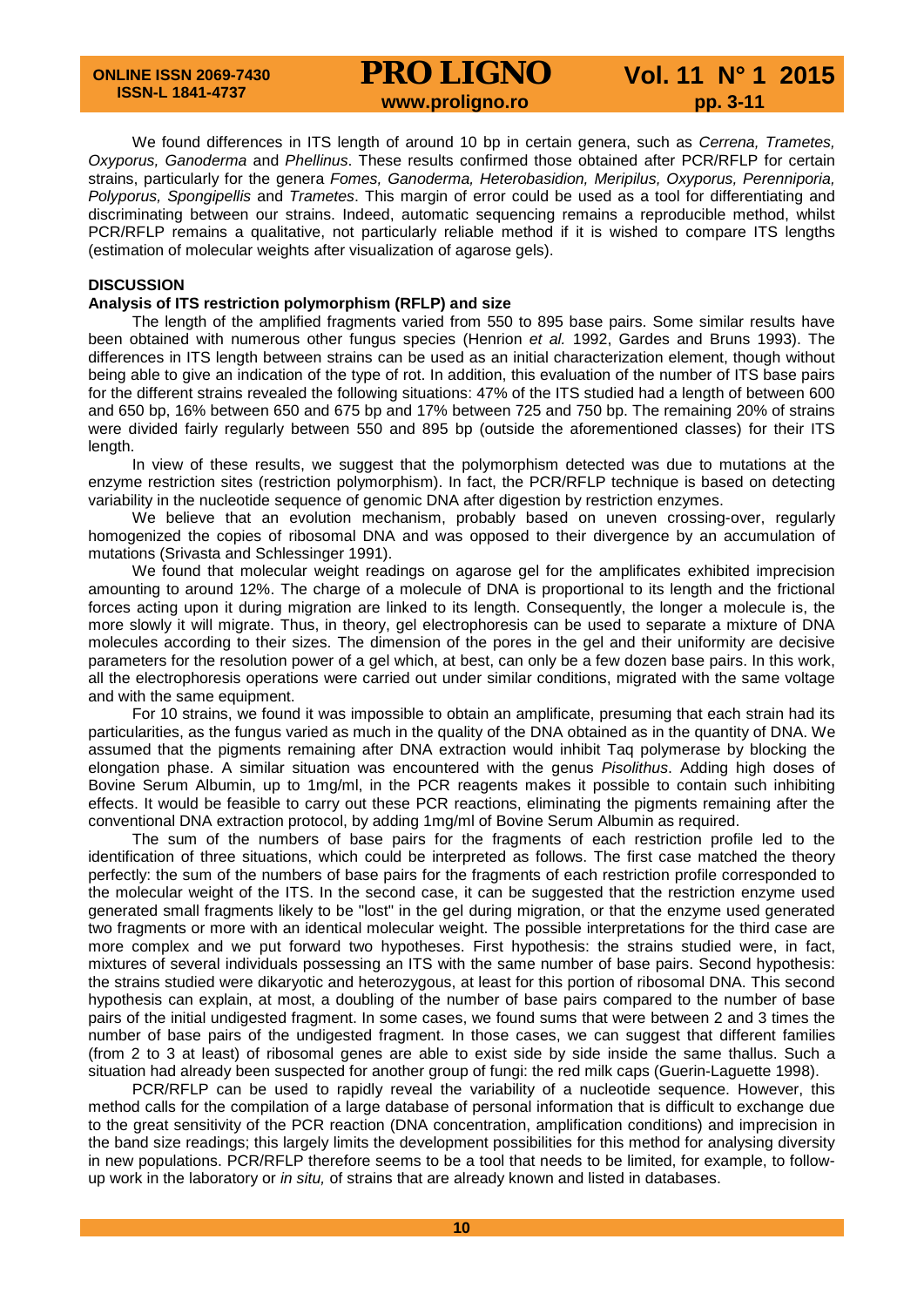We found differences in ITS length of around 10 bp in certain genera, such as *Cerrena, Trametes, Oxyporus, Ganoderma* and *Phellinus*. These results confirmed those obtained after PCR/RFLP for certain strains, particularly for the genera *Fomes, Ganoderma, Heterobasidion, Meripilus, Oxyporus, Perenniporia, Polyporus, Spongipellis* and *Trametes*. This margin of error could be used as a tool for differentiating and discriminating between our strains. Indeed, automatic sequencing remains a reproducible method, whilst PCR/RFLP remains a qualitative, not particularly reliable method if it is wished to compare ITS lengths (estimation of molecular weights after visualization of agarose gels).

## DISCUSSION

### Analysis of ITS restriction polymorphism (RFLP) and size

The length of the amplified fragments varied from 550 to 895 base pairs. Some similar results have been obtained with numerous other fungus species (Henrion *et al.* 1992, Gardes and Bruns 1993). The differences in ITS length between strains can be used as an initial characterization element, though without being able to give an indication of the type of rot. In addition, this evaluation of the number of ITS base pairs for the different strains revealed the following situations: 47% of the ITS studied had a length of between 600 and 650 bp, 16% between 650 and 675 bp and 17% between 725 and 750 bp. The remaining 20% of strains were divided fairly regularly between 550 and 895 bp (outside the aforementioned classes) for their ITS length.

In view of these results, we suggest that the polymorphism detected was due to mutations at the enzyme restriction sites (restriction polymorphism). In fact, the PCR/RFLP technique is based on detecting variability in the nucleotide sequence of genomic DNA after digestion by restriction enzymes.

We believe that an evolution mechanism, probably based on uneven crossing-over, regularly homogenized the copies of ribosomal DNA and was opposed to their divergence by an accumulation of mutations (Srivasta and Schlessinger 1991).

We found that molecular weight readings on agarose gel for the amplificates exhibited imprecision amounting to around 12%. The charge of a molecule of DNA is proportional to its length and the frictional forces acting upon it during migration are linked to its length. Consequently, the longer a molecule is, the more slowly it will migrate. Thus, in theory, gel electrophoresis can be used to separate a mixture of DNA molecules according to their sizes. The dimension of the pores in the gel and their uniformity are decisive parameters for the resolution power of a gel which, at best, can only be a few dozen base pairs. In this work, all the electrophoresis operations were carried out under similar conditions, migrated with the same voltage and with the same equipment.

For 10 strains, we found it was impossible to obtain an amplificate, presuming that each strain had its particularities, as the fungus varied as much in the quality of the DNA obtained as in the quantity of DNA. We assumed that the pigments remaining after DNA extraction would inhibit Taq polymerase by blocking the elongation phase. A similar situation was encountered with the genus *Pisolithus*. Adding high doses of Bovine Serum Albumin, up to 1mg/ml, in the PCR reagents makes it possible to contain such inhibiting effects. It would be feasible to carry out these PCR reactions, eliminating the pigments remaining after the conventional DNA extraction protocol, by adding 1mg/ml of Bovine Serum Albumin as required.

The sum of the numbers of base pairs for the fragments of each restriction profile led to the identification of three situations, which could be interpreted as follows. The first case matched the theory perfectly: the sum of the numbers of base pairs for the fragments of each restriction profile corresponded to the molecular weight of the ITS. In the second case, it can be suggested that the restriction enzyme used generated small fragments likely to be "lost" in the gel during migration, or that the enzyme used generated two fragments or more with an identical molecular weight. The possible interpretations for the third case are more complex and we put forward two hypotheses. First hypothesis: the strains studied were, in fact, mixtures of several individuals possessing an ITS with the same number of base pairs. Second hypothesis: the strains studied were dikaryotic and heterozygous, at least for this portion of ribosomal DNA. This second hypothesis can explain, at most, a doubling of the number of base pairs compared to the number of base pairs of the initial undigested fragment. In some cases, we found sums that were between 2 and 3 times the number of base pairs of the undigested fragment. In those cases, we can suggest that different families (from 2 to 3 at least) of ribosomal genes are able to exist side by side inside the same thallus. Such a situation had already been suspected for another group of fungi: the red milk caps (Guerin-Laguette 1998).

PCR/RFLP can be used to rapidly reveal the variability of a nucleotide sequence. However, this method calls for the compilation of a large database of personal information that is difficult to exchange due to the great sensitivity of the PCR reaction (DNA concentration, amplification conditions) and imprecision in the band size readings; this largely limits the development possibilities for this method for analysing diversity in new populations. PCR/RFLP therefore seems to be a tool that needs to be limited, for example, to follow-up work in the laboratory or *in situ,* of strains that are already known and listed in databases.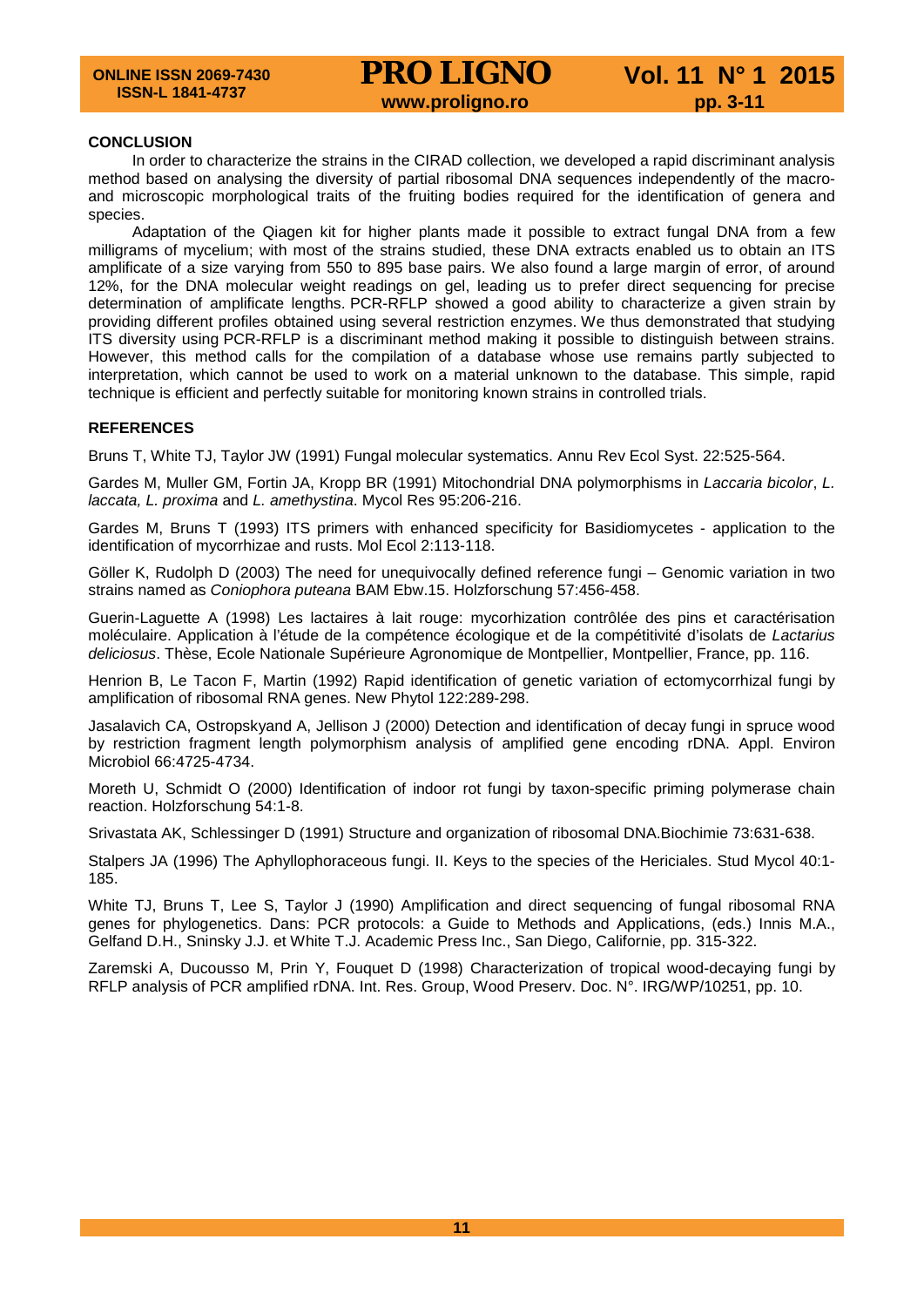## CONCLUSION

In order to characterize the strains in the CIRAD collection, we developed a rapid discriminant analysis method based on analysing the diversity of partial ribosomal DNA sequences independently of the macro- and microscopic morphological traits of the fruiting bodies required for the identification of genera and species.

Adaptation of the Qiagen kit for higher plants made it possible to extract fungal DNA from a few milligrams of mycelium; with most of the strains studied, these DNA extracts enabled us to obtain an ITS amplificate of a size varying from 550 to 895 base pairs. We also found a large margin of error, of around 12%, for the DNA molecular weight readings on gel, leading us to prefer direct sequencing for precise determination of amplificate lengths. PCR-RFLP showed a good ability to characterize a given strain by providing different profiles obtained using several restriction enzymes. We thus demonstrated that studying ITS diversity using PCR-RFLP is a discriminant method making it possible to distinguish between strains. However, this method calls for the compilation of a database whose use remains partly subjected to interpretation, which cannot be used to work on a material unknown to the database. This simple, rapid technique is efficient and perfectly suitable for monitoring known strains in controlled trials.

## REFERENCES

Bruns T, White TJ, Taylor JW (1991) Fungal molecular systematics. Annu Rev Ecol Syst. 22:525-564.

Gardes M, Muller GM, Fortin JA, Kropp BR (1991) Mitochondrial DNA polymorphisms in *Laccaria bicolor*, *L. laccata, L. proxima* and *L. amethystina*. Mycol Res 95:206-216.

Gardes M, Bruns T (1993) ITS primers with enhanced specificity for Basidiomycetes - application to the identification of mycorrhizae and rusts. Mol Ecol 2:113-118.

Göller K, Rudolph D (2003) The need for unequivocally defined reference fungi – Genomic variation in two strains named as *Coniophora puteana* BAM Ebw.15. Holzforschung 57:456-458.

Guerin-Laguette A (1998) Les lactaires à lait rouge: mycorhization contrôlée des pins et caractérisation moléculaire. Application à l'étude de la compétence écologique et de la compétitivité d'isolats de *Lactarius deliciosus*. Thèse, Ecole Nationale Supérieure Agronomique de Montpellier, Montpellier, France, pp. 116.

Henrion B, Le Tacon F, Martin (1992) Rapid identification of genetic variation of ectomycorrhizal fungi by amplification of ribosomal RNA genes. New Phytol 122:289-298.

Jasalavich CA, Ostropskyand A, Jellison J (2000) Detection and identification of decay fungi in spruce wood by restriction fragment length polymorphism analysis of amplified gene encoding rDNA. Appl. Environ Microbiol 66:4725-4734.

Moreth U, Schmidt O (2000) Identification of indoor rot fungi by taxon-specific priming polymerase chain reaction. Holzforschung 54:1-8.

Srivastata AK, Schlessinger D (1991) Structure and organization of ribosomal DNA.Biochimie 73:631-638.

Stalpers JA (1996) The Aphyllophoraceous fungi. II. Keys to the species of the Hericiales. Stud Mycol 40:1-185.

White TJ, Bruns T, Lee S, Taylor J (1990) Amplification and direct sequencing of fungal ribosomal RNA genes for phylogenetics. Dans: PCR protocols: a Guide to Methods and Applications, (eds.) Innis M.A., Gelfand D.H., Sninsky J.J. et White T.J. Academic Press Inc., San Diego, Californie, pp. 315-322.

Zaremski A, Ducousso M, Prin Y, Fouquet D (1998) Characterization of tropical wood-decaying fungi by RFLP analysis of PCR amplified rDNA. Int. Res. Group, Wood Preserv. Doc. N°. IRG/WP/10251, pp. 10.